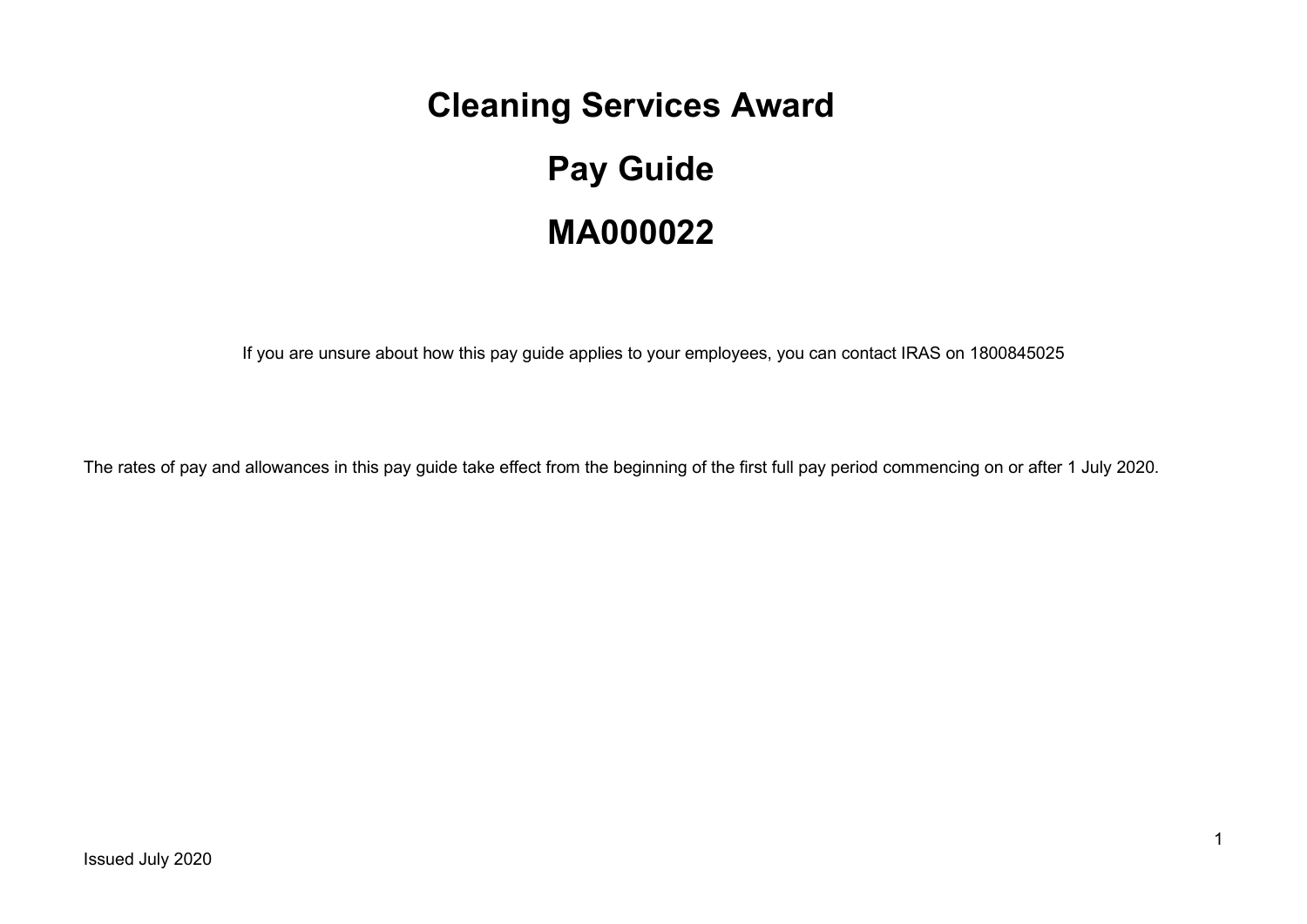# Cleaning Services Award

# Pay Guide

# MA000022

If you are unsure about how this pay guide applies to your employees, you can contact IRAS on 1800845025

The rates of pay and allowances in this pay guide take effect from the beginning of the first full pay period commencing on or after 1 July 2020.

Issued July 2020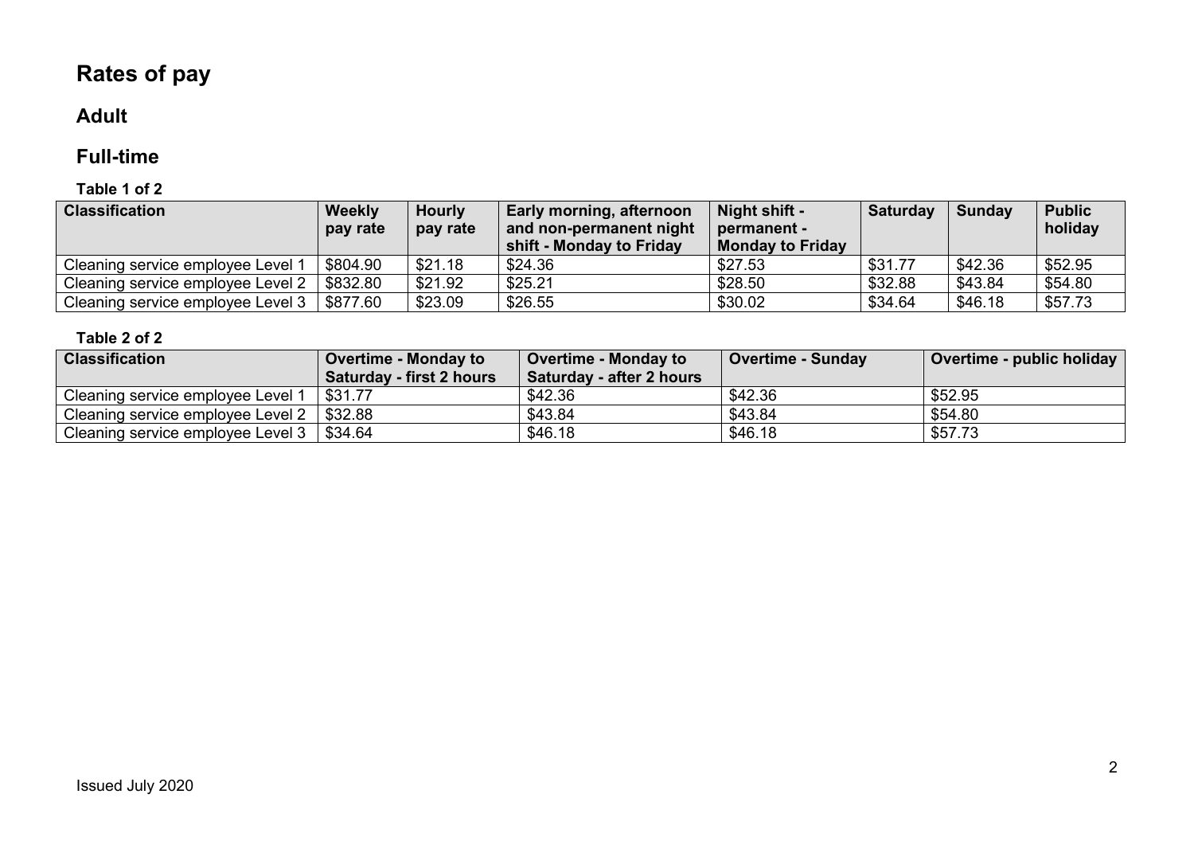# Rates of pay

## Adult

## Full-time

**Table 1 of 2**

| Classification | Weekly pay rate | Hourly pay rate | Early morning, afternoon and non-permanent night shift - Monday to Friday | Night shift - permanent - Monday to Friday | Saturday | Sunday | Public holiday |
|---|---|---|---|---|---|---|---|
| Cleaning service employee Level 1 | $804.90 | $21.18 | $24.36 | $27.53 | $31.77 | $42.36 | $52.95 |
| Cleaning service employee Level 2 | $832.80 | $21.92 | $25.21 | $28.50 | $32.88 | $43.84 | $54.80 |
| Cleaning service employee Level 3 | $877.60 | $23.09 | $26.55 | $30.02 | $34.64 | $46.18 | $57.73 |

**Table 2 of 2**

| Classification | Overtime - Monday to Saturday - first 2 hours | Overtime - Monday to Saturday - after 2 hours | Overtime - Sunday | Overtime - public holiday |
|---|---|---|---|---|
| Cleaning service employee Level 1 | $31.77 | $42.36 | $42.36 | $52.95 |
| Cleaning service employee Level 2 | $32.88 | $43.84 | $43.84 | $54.80 |
| Cleaning service employee Level 3 | $34.64 | $46.18 | $46.18 | $57.73 |

Issued July 2020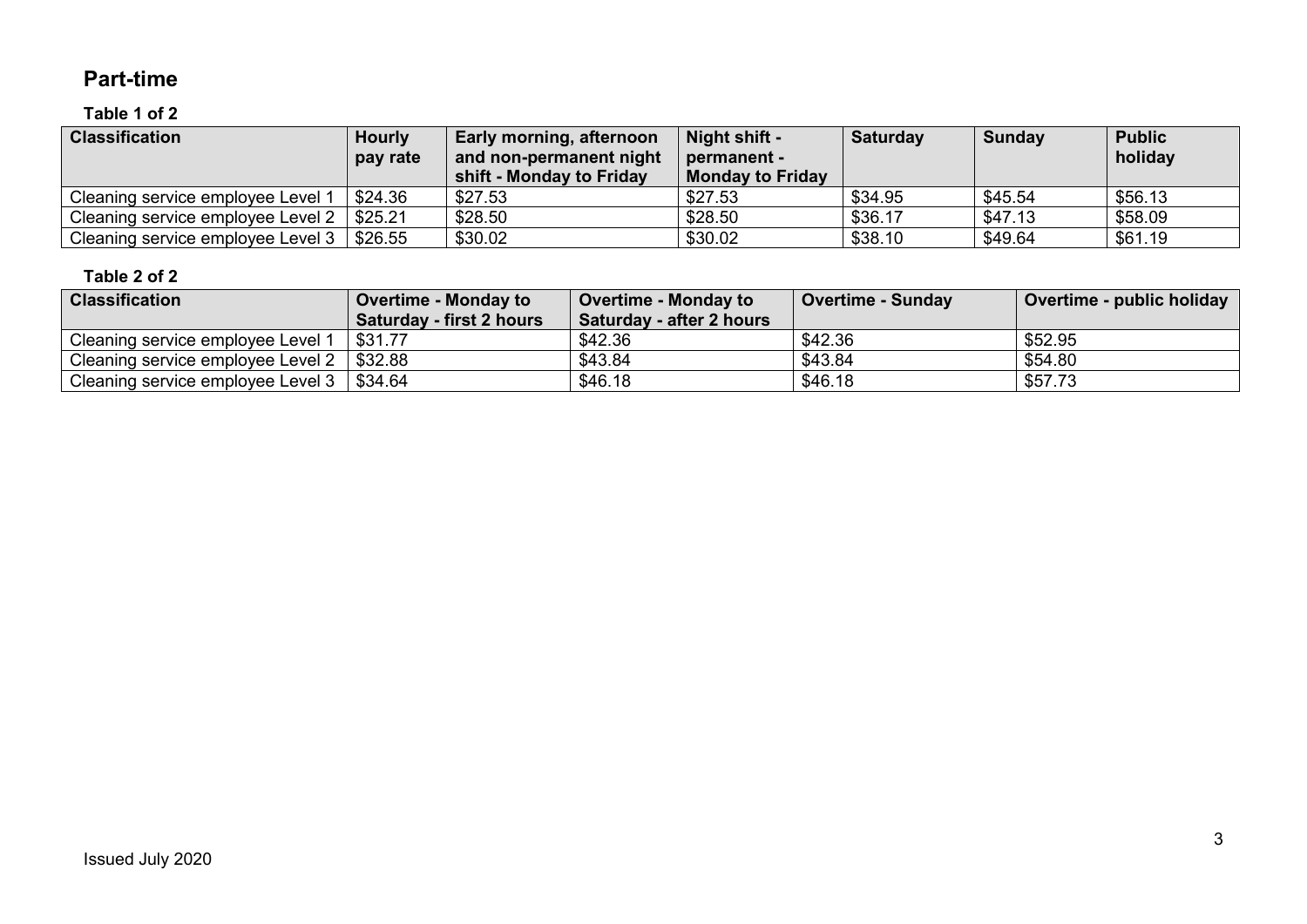## Part-time

### Table 1 of 2

| Classification | Hourly pay rate | Early morning, afternoon and non-permanent night shift - Monday to Friday | Night shift - permanent - Monday to Friday | Saturday | Sunday | Public holiday |
|---|---|---|---|---|---|---|
| Cleaning service employee Level 1 | $24.36 | $27.53 | $27.53 | $34.95 | $45.54 | $56.13 |
| Cleaning service employee Level 2 | $25.21 | $28.50 | $28.50 | $36.17 | $47.13 | $58.09 |
| Cleaning service employee Level 3 | $26.55 | $30.02 | $30.02 | $38.10 | $49.64 | $61.19 |

### Table 2 of 2

| Classification | Overtime - Monday to Saturday - first 2 hours | Overtime - Monday to Saturday - after 2 hours | Overtime - Sunday | Overtime - public holiday |
|---|---|---|---|---|
| Cleaning service employee Level 1 | $31.77 | $42.36 | $42.36 | $52.95 |
| Cleaning service employee Level 2 | $32.88 | $43.84 | $43.84 | $54.80 |
| Cleaning service employee Level 3 | $34.64 | $46.18 | $46.18 | $57.73 |

Issued July 2020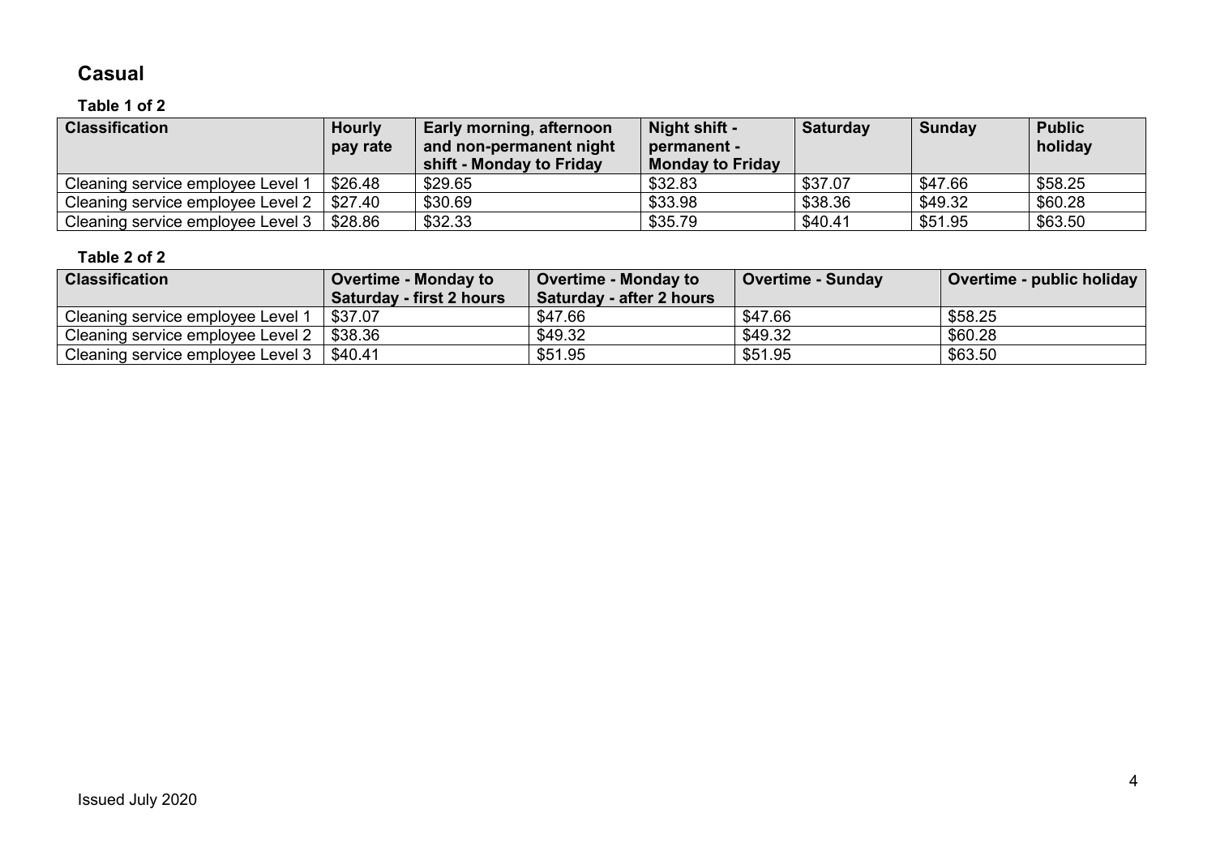## Casual

### Table 1 of 2

| Classification | Hourly pay rate | Early morning, afternoon and non-permanent night shift - Monday to Friday | Night shift - permanent - Monday to Friday | Saturday | Sunday | Public holiday |
|---|---|---|---|---|---|---|
| Cleaning service employee Level 1 | $26.48 | $29.65 | $32.83 | $37.07 | $47.66 | $58.25 |
| Cleaning service employee Level 2 | $27.40 | $30.69 | $33.98 | $38.36 | $49.32 | $60.28 |
| Cleaning service employee Level 3 | $28.86 | $32.33 | $35.79 | $40.41 | $51.95 | $63.50 |

### Table 2 of 2

| Classification | Overtime - Monday to Saturday - first 2 hours | Overtime - Monday to Saturday - after 2 hours | Overtime - Sunday | Overtime - public holiday |
|---|---|---|---|---|
| Cleaning service employee Level 1 | $37.07 | $47.66 | $47.66 | $58.25 |
| Cleaning service employee Level 2 | $38.36 | $49.32 | $49.32 | $60.28 |
| Cleaning service employee Level 3 | $40.41 | $51.95 | $51.95 | $63.50 |

Issued July 2020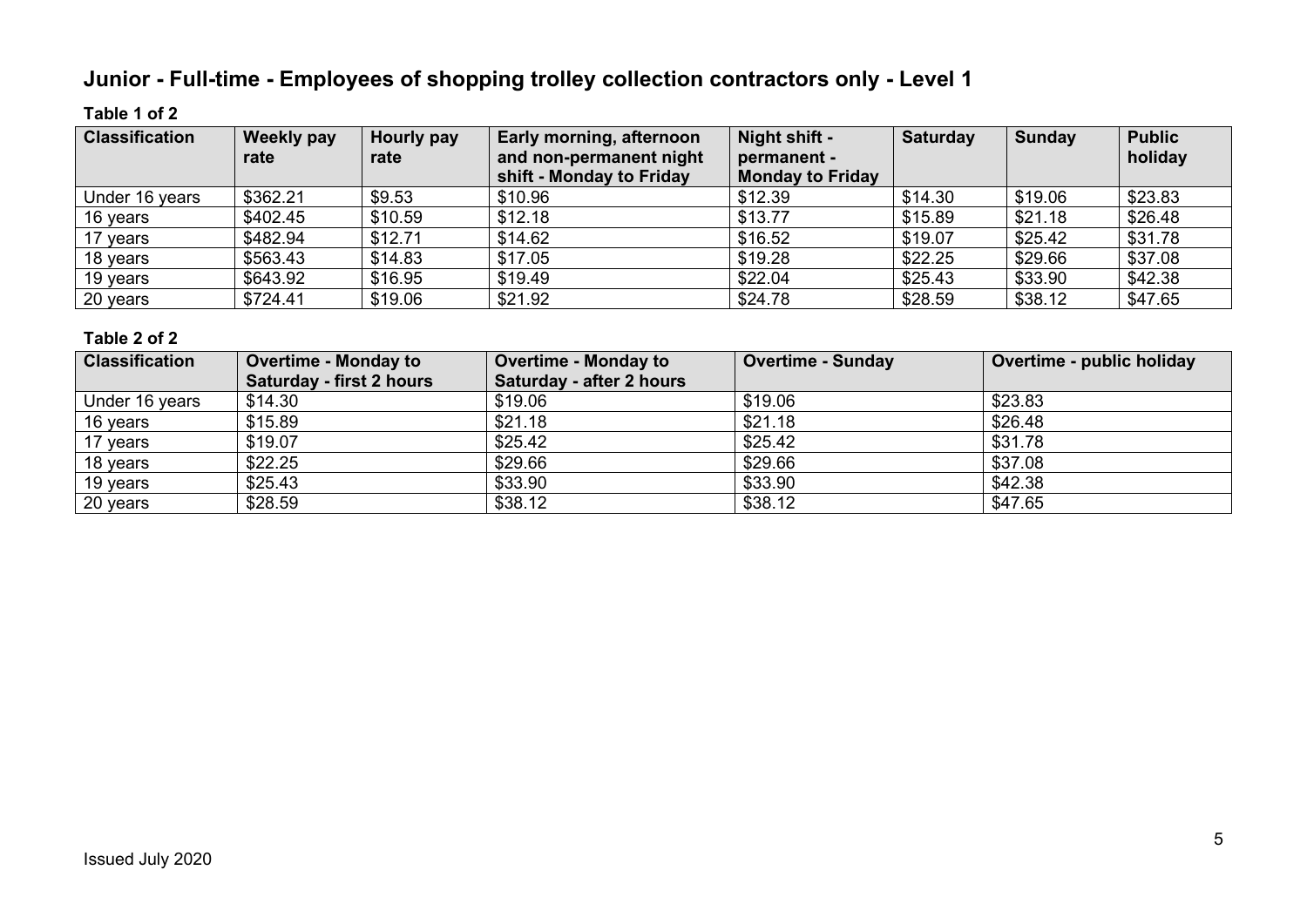# Junior - Full-time - Employees of shopping trolley collection contractors only - Level 1

**Table 1 of 2**

| Classification | Weekly pay rate | Hourly pay rate | Early morning, afternoon and non-permanent night shift - Monday to Friday | Night shift - permanent - Monday to Friday | Saturday | Sunday | Public holiday |
|---|---|---|---|---|---|---|---|
| Under 16 years | $362.21 | $9.53 | $10.96 | $12.39 | $14.30 | $19.06 | $23.83 |
| 16 years | $402.45 | $10.59 | $12.18 | $13.77 | $15.89 | $21.18 | $26.48 |
| 17 years | $482.94 | $12.71 | $14.62 | $16.52 | $19.07 | $25.42 | $31.78 |
| 18 years | $563.43 | $14.83 | $17.05 | $19.28 | $22.25 | $29.66 | $37.08 |
| 19 years | $643.92 | $16.95 | $19.49 | $22.04 | $25.43 | $33.90 | $42.38 |
| 20 years | $724.41 | $19.06 | $21.92 | $24.78 | $28.59 | $38.12 | $47.65 |

**Table 2 of 2**

| Classification | Overtime - Monday to Saturday - first 2 hours | Overtime - Monday to Saturday - after 2 hours | Overtime - Sunday | Overtime - public holiday |
|---|---|---|---|---|
| Under 16 years | $14.30 | $19.06 | $19.06 | $23.83 |
| 16 years | $15.89 | $21.18 | $21.18 | $26.48 |
| 17 years | $19.07 | $25.42 | $25.42 | $31.78 |
| 18 years | $22.25 | $29.66 | $29.66 | $37.08 |
| 19 years | $25.43 | $33.90 | $33.90 | $42.38 |
| 20 years | $28.59 | $38.12 | $38.12 | $47.65 |

Issued July 2020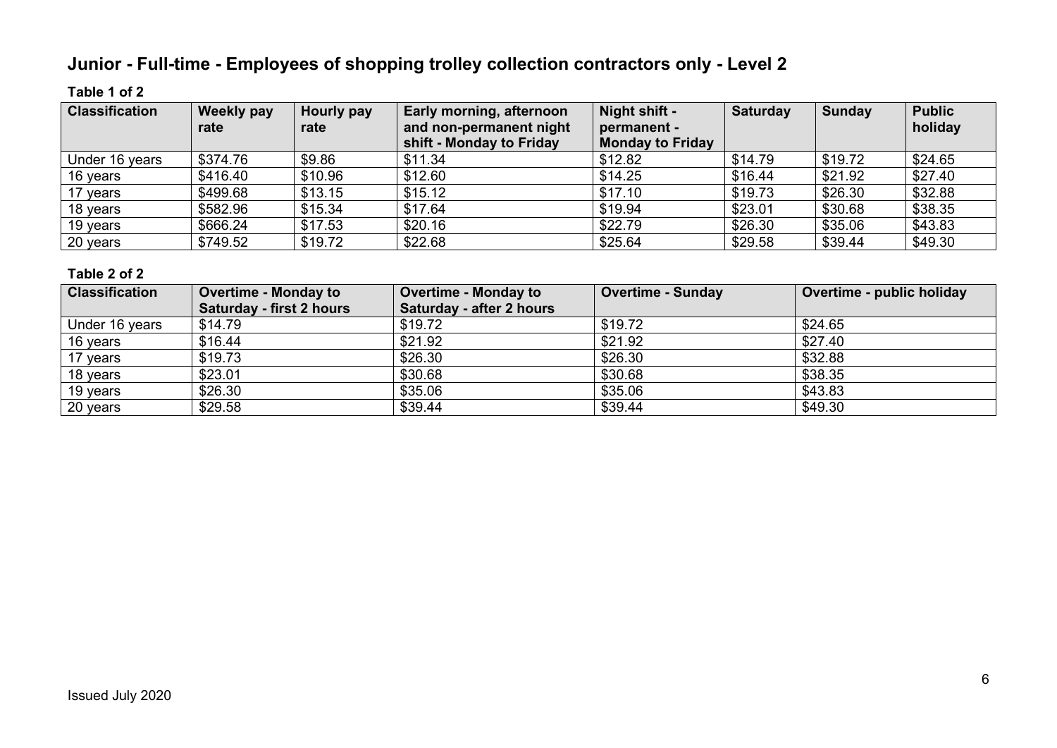## Junior - Full-time - Employees of shopping trolley collection contractors only - Level 2

**Table 1 of 2**

| Classification | Weekly pay rate | Hourly pay rate | Early morning, afternoon and non-permanent night shift - Monday to Friday | Night shift - permanent - Monday to Friday | Saturday | Sunday | Public holiday |
|---|---|---|---|---|---|---|---|
| Under 16 years | $374.76 | $9.86 | $11.34 | $12.82 | $14.79 | $19.72 | $24.65 |
| 16 years | $416.40 | $10.96 | $12.60 | $14.25 | $16.44 | $21.92 | $27.40 |
| 17 years | $499.68 | $13.15 | $15.12 | $17.10 | $19.73 | $26.30 | $32.88 |
| 18 years | $582.96 | $15.34 | $17.64 | $19.94 | $23.01 | $30.68 | $38.35 |
| 19 years | $666.24 | $17.53 | $20.16 | $22.79 | $26.30 | $35.06 | $43.83 |
| 20 years | $749.52 | $19.72 | $22.68 | $25.64 | $29.58 | $39.44 | $49.30 |

**Table 2 of 2**

| Classification | Overtime - Monday to Saturday - first 2 hours | Overtime - Monday to Saturday - after 2 hours | Overtime - Sunday | Overtime - public holiday |
|---|---|---|---|---|
| Under 16 years | $14.79 | $19.72 | $19.72 | $24.65 |
| 16 years | $16.44 | $21.92 | $21.92 | $27.40 |
| 17 years | $19.73 | $26.30 | $26.30 | $32.88 |
| 18 years | $23.01 | $30.68 | $30.68 | $38.35 |
| 19 years | $26.30 | $35.06 | $35.06 | $43.83 |
| 20 years | $29.58 | $39.44 | $39.44 | $49.30 |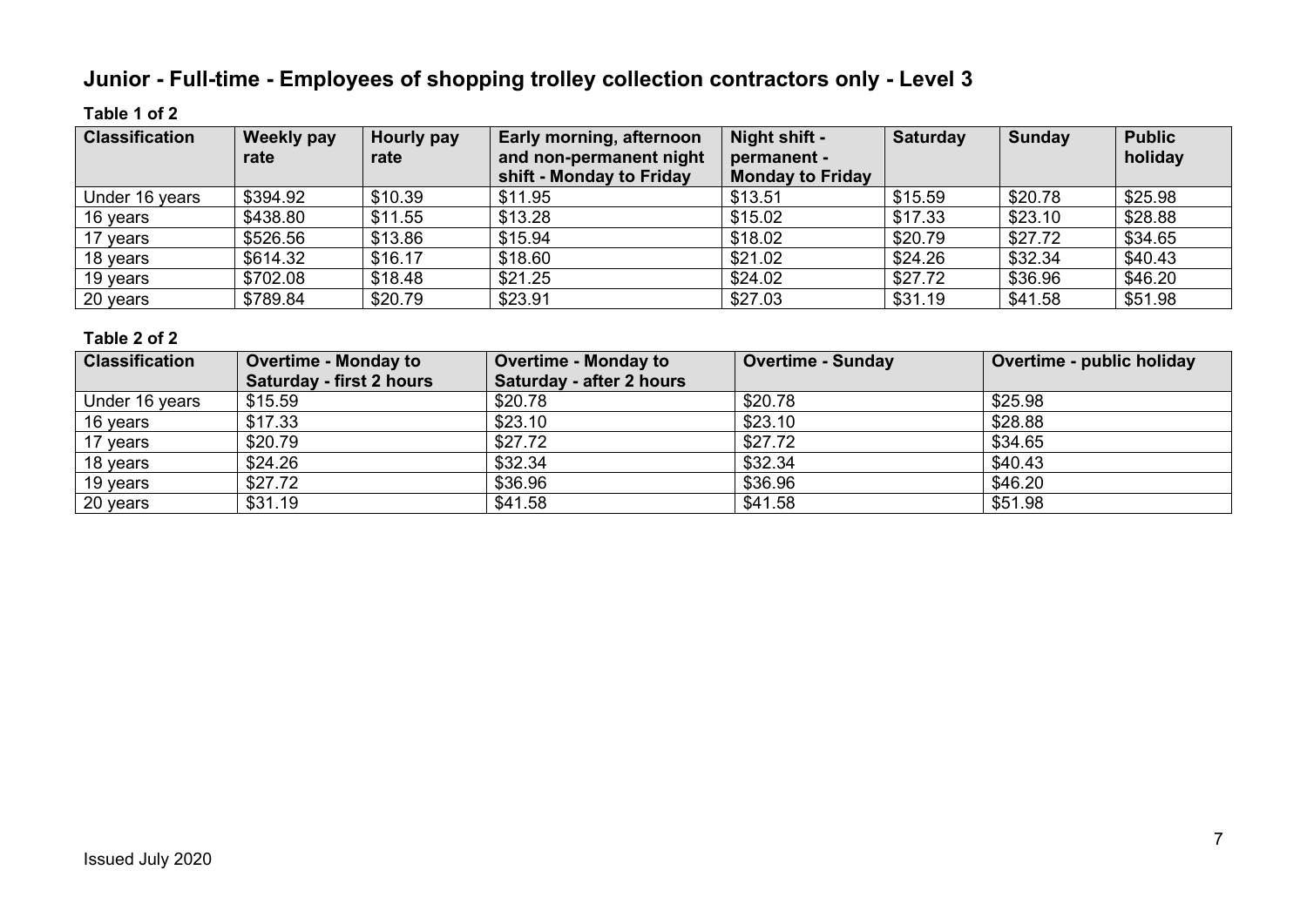## Junior - Full-time - Employees of shopping trolley collection contractors only - Level 3

**Table 1 of 2**

| Classification | Weekly pay rate | Hourly pay rate | Early morning, afternoon and non-permanent night shift - Monday to Friday | Night shift - permanent - Monday to Friday | Saturday | Sunday | Public holiday |
|---|---|---|---|---|---|---|---|
| Under 16 years | $394.92 | $10.39 | $11.95 | $13.51 | $15.59 | $20.78 | $25.98 |
| 16 years | $438.80 | $11.55 | $13.28 | $15.02 | $17.33 | $23.10 | $28.88 |
| 17 years | $526.56 | $13.86 | $15.94 | $18.02 | $20.79 | $27.72 | $34.65 |
| 18 years | $614.32 | $16.17 | $18.60 | $21.02 | $24.26 | $32.34 | $40.43 |
| 19 years | $702.08 | $18.48 | $21.25 | $24.02 | $27.72 | $36.96 | $46.20 |
| 20 years | $789.84 | $20.79 | $23.91 | $27.03 | $31.19 | $41.58 | $51.98 |

**Table 2 of 2**

| Classification | Overtime - Monday to Saturday - first 2 hours | Overtime - Monday to Saturday - after 2 hours | Overtime - Sunday | Overtime - public holiday |
|---|---|---|---|---|
| Under 16 years | $15.59 | $20.78 | $20.78 | $25.98 |
| 16 years | $17.33 | $23.10 | $23.10 | $28.88 |
| 17 years | $20.79 | $27.72 | $27.72 | $34.65 |
| 18 years | $24.26 | $32.34 | $32.34 | $40.43 |
| 19 years | $27.72 | $36.96 | $36.96 | $46.20 |
| 20 years | $31.19 | $41.58 | $41.58 | $51.98 |

Issued July 2020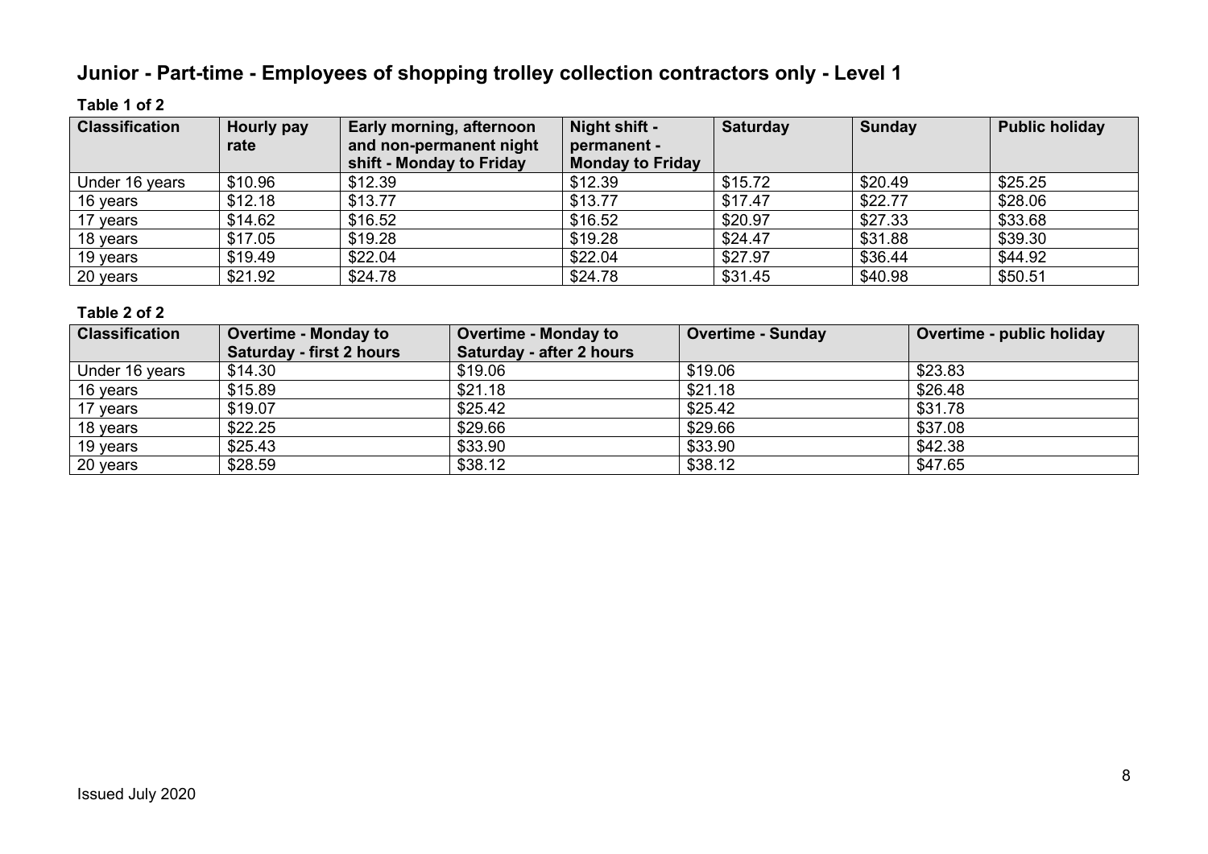## Junior - Part-time - Employees of shopping trolley collection contractors only - Level 1

**Table 1 of 2**

| Classification | Hourly pay rate | Early morning, afternoon and non-permanent night shift - Monday to Friday | Night shift - permanent - Monday to Friday | Saturday | Sunday | Public holiday |
|---|---|---|---|---|---|---|
| Under 16 years | $10.96 | $12.39 | $12.39 | $15.72 | $20.49 | $25.25 |
| 16 years | $12.18 | $13.77 | $13.77 | $17.47 | $22.77 | $28.06 |
| 17 years | $14.62 | $16.52 | $16.52 | $20.97 | $27.33 | $33.68 |
| 18 years | $17.05 | $19.28 | $19.28 | $24.47 | $31.88 | $39.30 |
| 19 years | $19.49 | $22.04 | $22.04 | $27.97 | $36.44 | $44.92 |
| 20 years | $21.92 | $24.78 | $24.78 | $31.45 | $40.98 | $50.51 |

**Table 2 of 2**

| Classification | Overtime - Monday to Saturday - first 2 hours | Overtime - Monday to Saturday - after 2 hours | Overtime - Sunday | Overtime - public holiday |
|---|---|---|---|---|
| Under 16 years | $14.30 | $19.06 | $19.06 | $23.83 |
| 16 years | $15.89 | $21.18 | $21.18 | $26.48 |
| 17 years | $19.07 | $25.42 | $25.42 | $31.78 |
| 18 years | $22.25 | $29.66 | $29.66 | $37.08 |
| 19 years | $25.43 | $33.90 | $33.90 | $42.38 |
| 20 years | $28.59 | $38.12 | $38.12 | $47.65 |

Issued July 2020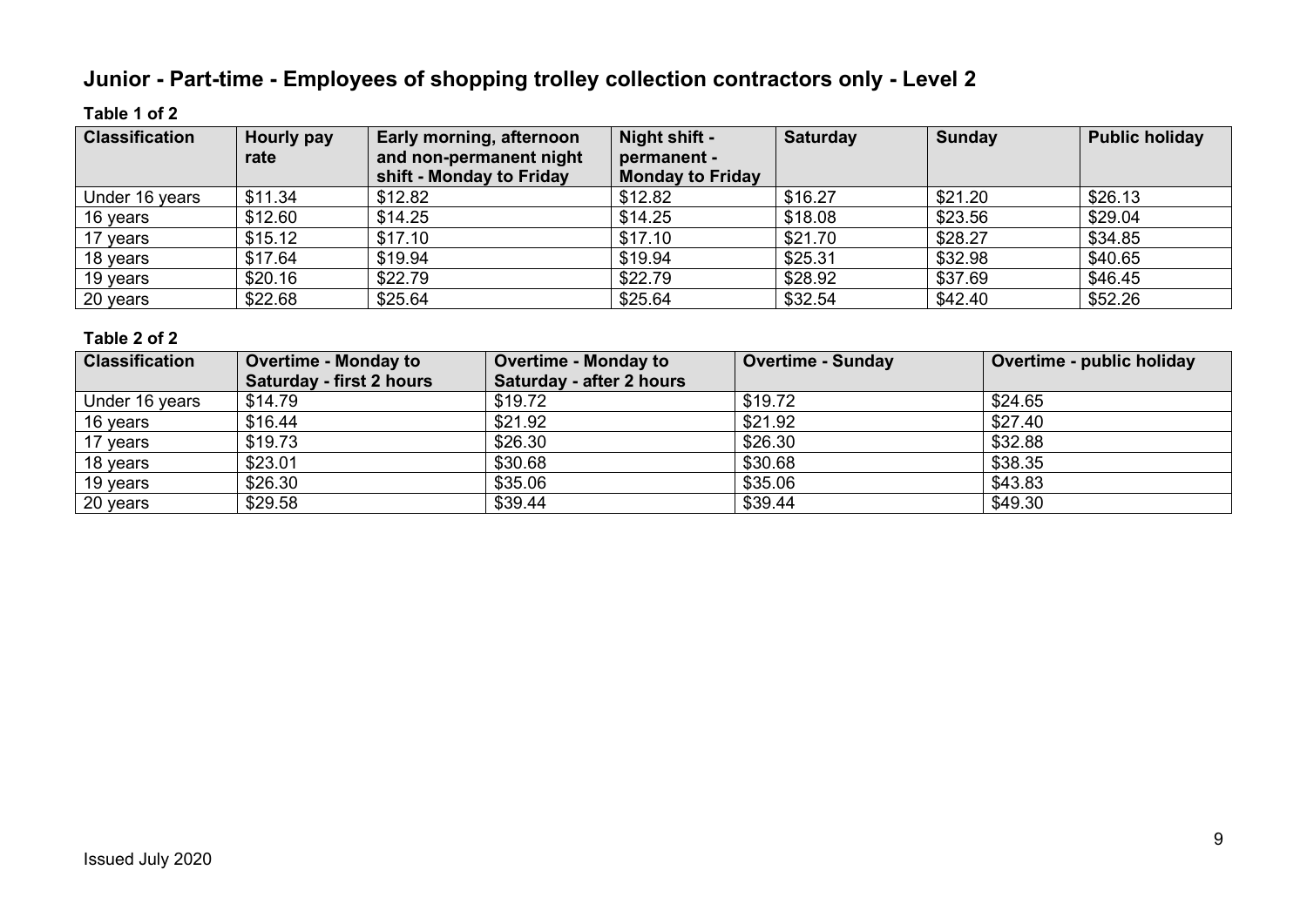## Junior - Part-time - Employees of shopping trolley collection contractors only - Level 2

**Table 1 of 2**

| Classification | Hourly pay rate | Early morning, afternoon and non-permanent night shift - Monday to Friday | Night shift - permanent - Monday to Friday | Saturday | Sunday | Public holiday |
|---|---|---|---|---|---|---|
| Under 16 years | $11.34 | $12.82 | $12.82 | $16.27 | $21.20 | $26.13 |
| 16 years | $12.60 | $14.25 | $14.25 | $18.08 | $23.56 | $29.04 |
| 17 years | $15.12 | $17.10 | $17.10 | $21.70 | $28.27 | $34.85 |
| 18 years | $17.64 | $19.94 | $19.94 | $25.31 | $32.98 | $40.65 |
| 19 years | $20.16 | $22.79 | $22.79 | $28.92 | $37.69 | $46.45 |
| 20 years | $22.68 | $25.64 | $25.64 | $32.54 | $42.40 | $52.26 |

**Table 2 of 2**

| Classification | Overtime - Monday to Saturday - first 2 hours | Overtime - Monday to Saturday - after 2 hours | Overtime - Sunday | Overtime - public holiday |
|---|---|---|---|---|
| Under 16 years | $14.79 | $19.72 | $19.72 | $24.65 |
| 16 years | $16.44 | $21.92 | $21.92 | $27.40 |
| 17 years | $19.73 | $26.30 | $26.30 | $32.88 |
| 18 years | $23.01 | $30.68 | $30.68 | $38.35 |
| 19 years | $26.30 | $35.06 | $35.06 | $43.83 |
| 20 years | $29.58 | $39.44 | $39.44 | $49.30 |

Issued July 2020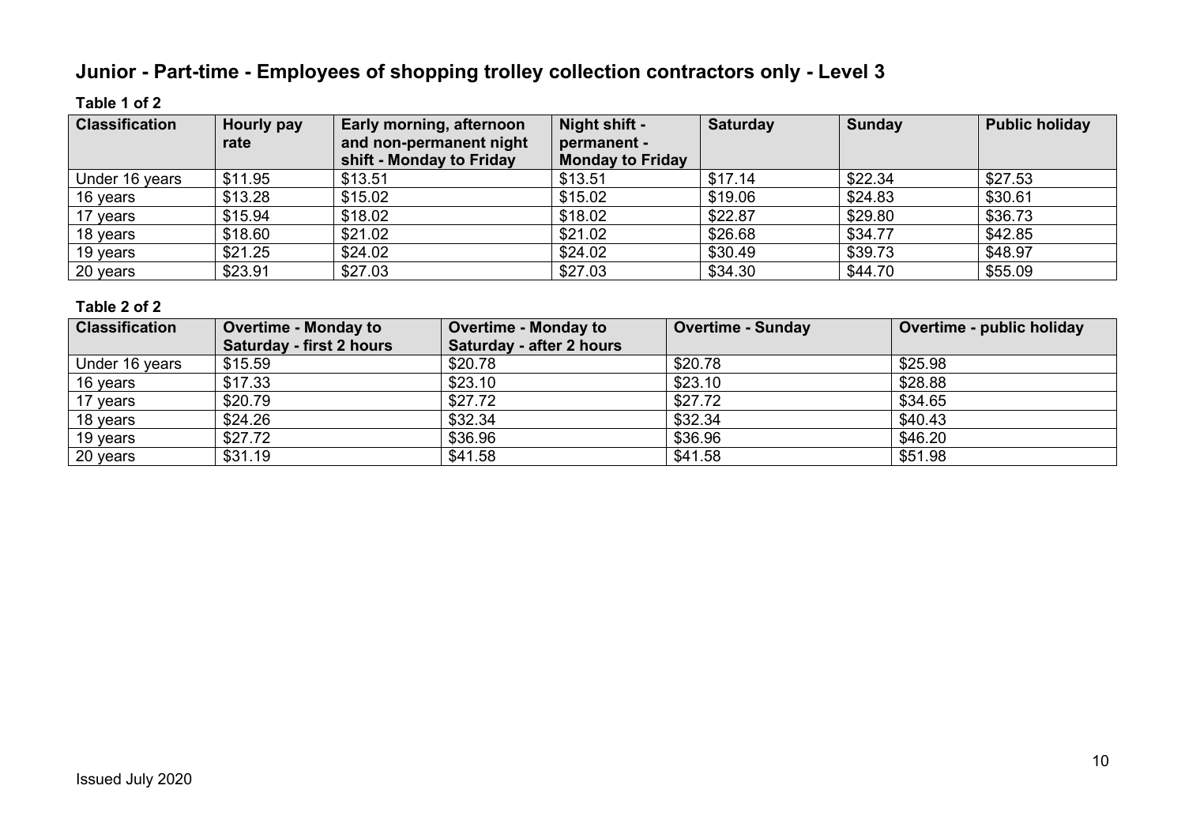## Junior - Part-time - Employees of shopping trolley collection contractors only - Level 3

**Table 1 of 2**

| Classification | Hourly pay rate | Early morning, afternoon and non-permanent night shift - Monday to Friday | Night shift - permanent - Monday to Friday | Saturday | Sunday | Public holiday |
|---|---|---|---|---|---|---|
| Under 16 years | $11.95 | $13.51 | $13.51 | $17.14 | $22.34 | $27.53 |
| 16 years | $13.28 | $15.02 | $15.02 | $19.06 | $24.83 | $30.61 |
| 17 years | $15.94 | $18.02 | $18.02 | $22.87 | $29.80 | $36.73 |
| 18 years | $18.60 | $21.02 | $21.02 | $26.68 | $34.77 | $42.85 |
| 19 years | $21.25 | $24.02 | $24.02 | $30.49 | $39.73 | $48.97 |
| 20 years | $23.91 | $27.03 | $27.03 | $34.30 | $44.70 | $55.09 |

**Table 2 of 2**

| Classification | Overtime - Monday to Saturday - first 2 hours | Overtime - Monday to Saturday - after 2 hours | Overtime - Sunday | Overtime - public holiday |
|---|---|---|---|---|
| Under 16 years | $15.59 | $20.78 | $20.78 | $25.98 |
| 16 years | $17.33 | $23.10 | $23.10 | $28.88 |
| 17 years | $20.79 | $27.72 | $27.72 | $34.65 |
| 18 years | $24.26 | $32.34 | $32.34 | $40.43 |
| 19 years | $27.72 | $36.96 | $36.96 | $46.20 |
| 20 years | $31.19 | $41.58 | $41.58 | $51.98 |

Issued July 2020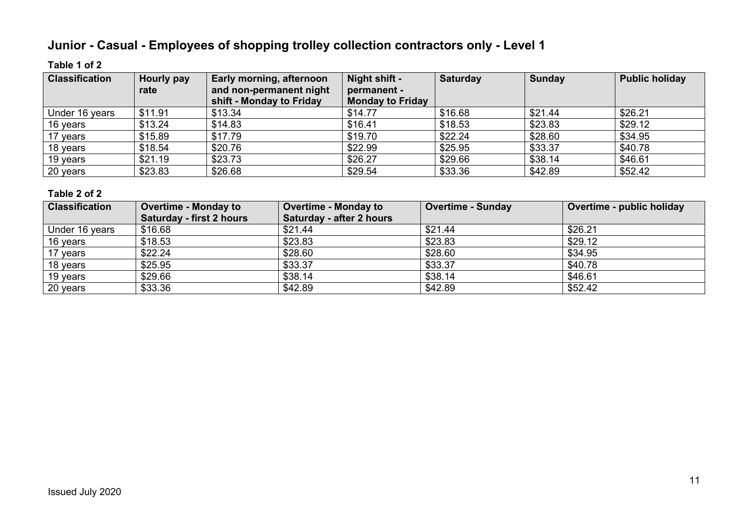# Junior - Casual - Employees of shopping trolley collection contractors only - Level 1

**Table 1 of 2**

| Classification | Hourly pay rate | Early morning, afternoon and non-permanent night shift - Monday to Friday | Night shift - permanent - Monday to Friday | Saturday | Sunday | Public holiday |
|---|---|---|---|---|---|---|
| Under 16 years | $11.91 | $13.34 | $14.77 | $16.68 | $21.44 | $26.21 |
| 16 years | $13.24 | $14.83 | $16.41 | $18.53 | $23.83 | $29.12 |
| 17 years | $15.89 | $17.79 | $19.70 | $22.24 | $28.60 | $34.95 |
| 18 years | $18.54 | $20.76 | $22.99 | $25.95 | $33.37 | $40.78 |
| 19 years | $21.19 | $23.73 | $26.27 | $29.66 | $38.14 | $46.61 |
| 20 years | $23.83 | $26.68 | $29.54 | $33.36 | $42.89 | $52.42 |

**Table 2 of 2**

| Classification | Overtime - Monday to Saturday - first 2 hours | Overtime - Monday to Saturday - after 2 hours | Overtime - Sunday | Overtime - public holiday |
|---|---|---|---|---|
| Under 16 years | $16.68 | $21.44 | $21.44 | $26.21 |
| 16 years | $18.53 | $23.83 | $23.83 | $29.12 |
| 17 years | $22.24 | $28.60 | $28.60 | $34.95 |
| 18 years | $25.95 | $33.37 | $33.37 | $40.78 |
| 19 years | $29.66 | $38.14 | $38.14 | $46.61 |
| 20 years | $33.36 | $42.89 | $42.89 | $52.42 |

Issued July 2020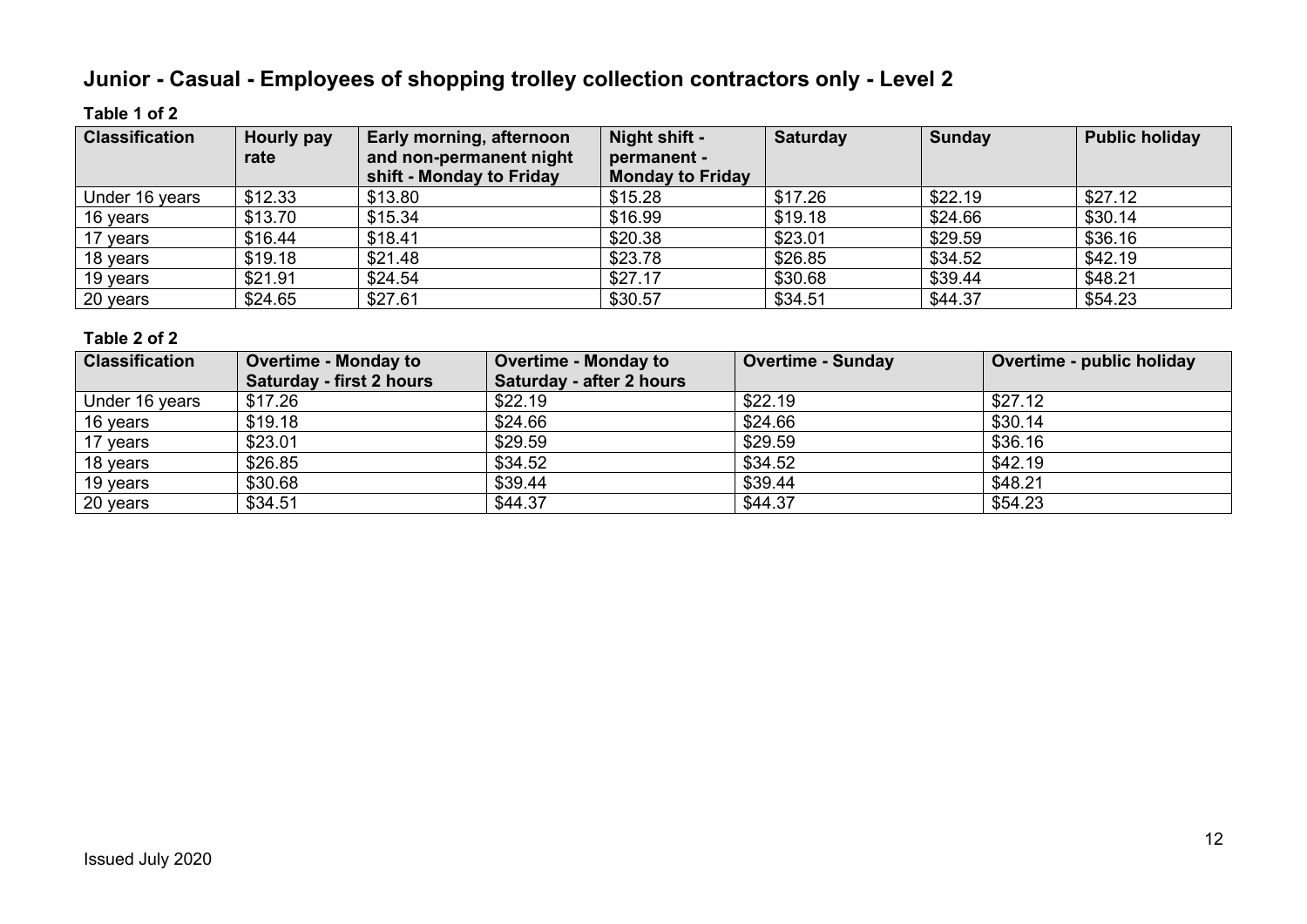## Junior - Casual - Employees of shopping trolley collection contractors only - Level 2

**Table 1 of 2**

| Classification | Hourly pay rate | Early morning, afternoon and non-permanent night shift - Monday to Friday | Night shift - permanent - Monday to Friday | Saturday | Sunday | Public holiday |
|---|---|---|---|---|---|---|
| Under 16 years | $12.33 | $13.80 | $15.28 | $17.26 | $22.19 | $27.12 |
| 16 years | $13.70 | $15.34 | $16.99 | $19.18 | $24.66 | $30.14 |
| 17 years | $16.44 | $18.41 | $20.38 | $23.01 | $29.59 | $36.16 |
| 18 years | $19.18 | $21.48 | $23.78 | $26.85 | $34.52 | $42.19 |
| 19 years | $21.91 | $24.54 | $27.17 | $30.68 | $39.44 | $48.21 |
| 20 years | $24.65 | $27.61 | $30.57 | $34.51 | $44.37 | $54.23 |

**Table 2 of 2**

| Classification | Overtime - Monday to Saturday - first 2 hours | Overtime - Monday to Saturday - after 2 hours | Overtime - Sunday | Overtime - public holiday |
|---|---|---|---|---|
| Under 16 years | $17.26 | $22.19 | $22.19 | $27.12 |
| 16 years | $19.18 | $24.66 | $24.66 | $30.14 |
| 17 years | $23.01 | $29.59 | $29.59 | $36.16 |
| 18 years | $26.85 | $34.52 | $34.52 | $42.19 |
| 19 years | $30.68 | $39.44 | $39.44 | $48.21 |
| 20 years | $34.51 | $44.37 | $44.37 | $54.23 |

Issued July 2020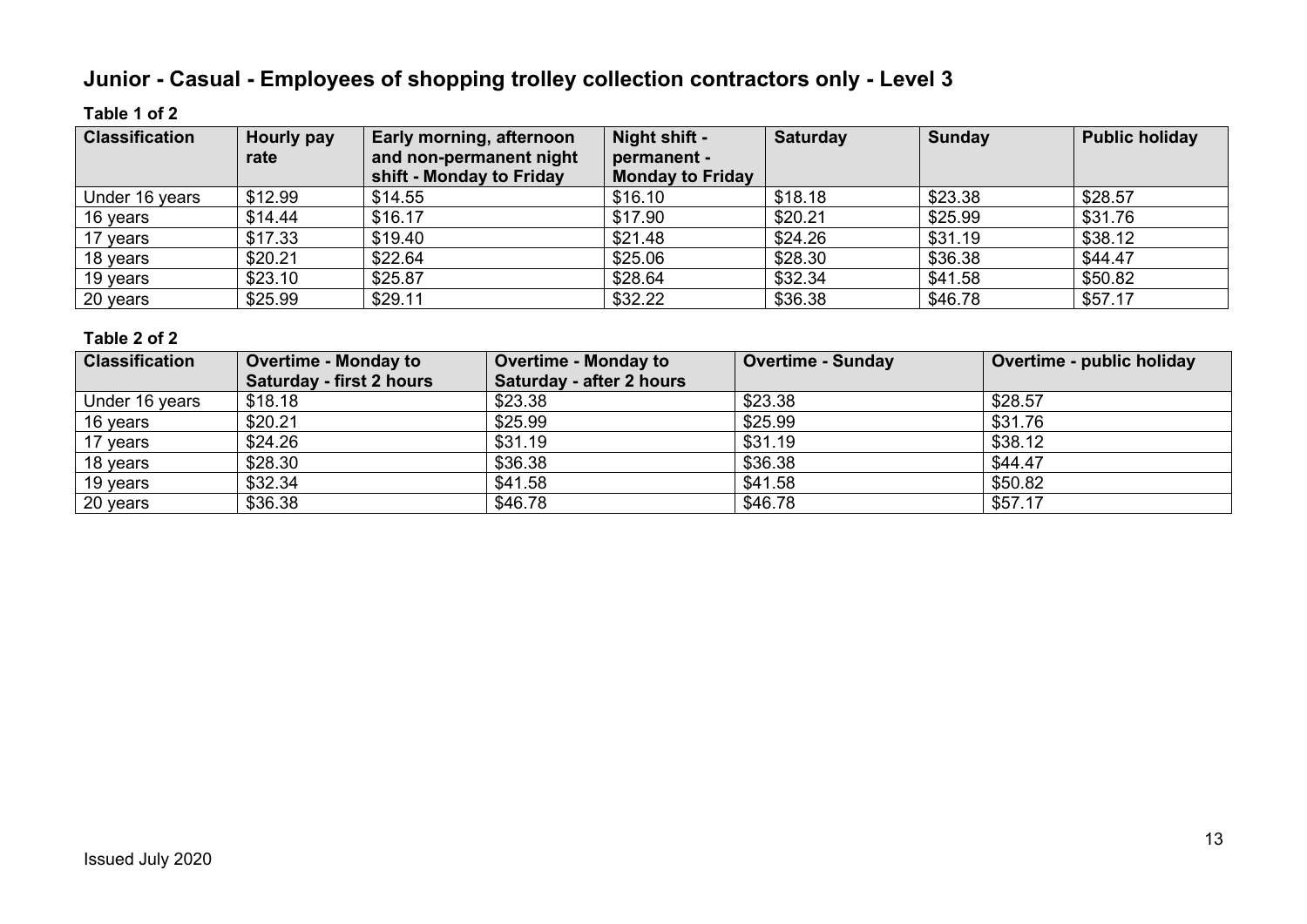# Junior - Casual - Employees of shopping trolley collection contractors only - Level 3

**Table 1 of 2**

| Classification | Hourly pay rate | Early morning, afternoon and non-permanent night shift - Monday to Friday | Night shift - permanent - Monday to Friday | Saturday | Sunday | Public holiday |
|---|---|---|---|---|---|---|
| Under 16 years | $12.99 | $14.55 | $16.10 | $18.18 | $23.38 | $28.57 |
| 16 years | $14.44 | $16.17 | $17.90 | $20.21 | $25.99 | $31.76 |
| 17 years | $17.33 | $19.40 | $21.48 | $24.26 | $31.19 | $38.12 |
| 18 years | $20.21 | $22.64 | $25.06 | $28.30 | $36.38 | $44.47 |
| 19 years | $23.10 | $25.87 | $28.64 | $32.34 | $41.58 | $50.82 |
| 20 years | $25.99 | $29.11 | $32.22 | $36.38 | $46.78 | $57.17 |

**Table 2 of 2**

| Classification | Overtime - Monday to Saturday - first 2 hours | Overtime - Monday to Saturday - after 2 hours | Overtime - Sunday | Overtime - public holiday |
|---|---|---|---|---|
| Under 16 years | $18.18 | $23.38 | $23.38 | $28.57 |
| 16 years | $20.21 | $25.99 | $25.99 | $31.76 |
| 17 years | $24.26 | $31.19 | $31.19 | $38.12 |
| 18 years | $28.30 | $36.38 | $36.38 | $44.47 |
| 19 years | $32.34 | $41.58 | $41.58 | $50.82 |
| 20 years | $36.38 | $46.78 | $46.78 | $57.17 |

Issued July 2020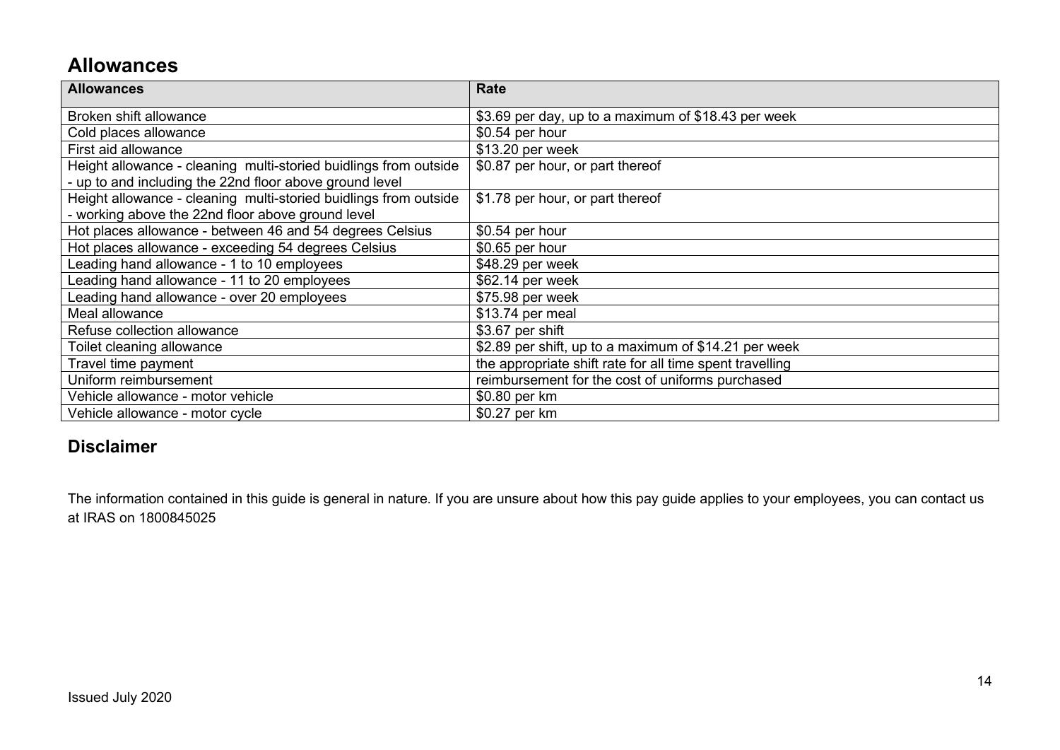## Allowances

| Allowances | Rate |
| --- | --- |
| Broken shift allowance | $3.69 per day, up to a maximum of $18.43 per week |
| Cold places allowance | $0.54 per hour |
| First aid allowance | $13.20 per week |
| Height allowance - cleaning multi-storied buidlings from outside - up to and including the 22nd floor above ground level | $0.87 per hour, or part thereof |
| Height allowance - cleaning multi-storied buidlings from outside - working above the 22nd floor above ground level | $1.78 per hour, or part thereof |
| Hot places allowance - between 46 and 54 degrees Celsius | $0.54 per hour |
| Hot places allowance - exceeding 54 degrees Celsius | $0.65 per hour |
| Leading hand allowance - 1 to 10 employees | $48.29 per week |
| Leading hand allowance - 11 to 20 employees | $62.14 per week |
| Leading hand allowance - over 20 employees | $75.98 per week |
| Meal allowance | $13.74 per meal |
| Refuse collection allowance | $3.67 per shift |
| Toilet cleaning allowance | $2.89 per shift, up to a maximum of $14.21 per week |
| Travel time payment | the appropriate shift rate for all time spent travelling |
| Uniform reimbursement | reimbursement for the cost of uniforms purchased |
| Vehicle allowance - motor vehicle | $0.80 per km |
| Vehicle allowance - motor cycle | $0.27 per km |

## Disclaimer

The information contained in this guide is general in nature. If you are unsure about how this pay guide applies to your employees, you can contact us at IRAS on 1800845025

Issued July 2020